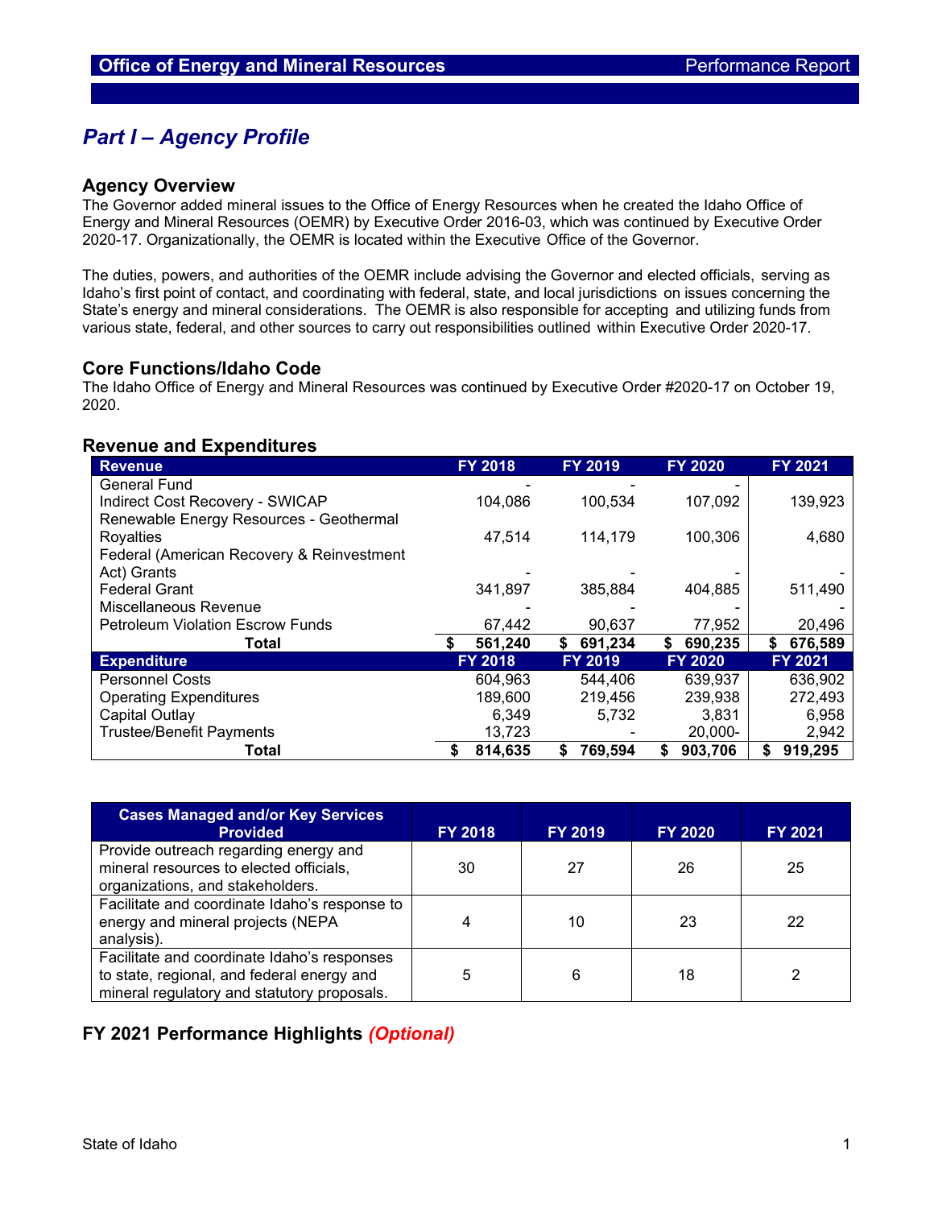# Part I – Agency Profile

## Agency Overview

The Governor added mineral issues to the Office of Energy Resources when he created the Idaho Office of Energy and Mineral Resources (OEMR) by Executive Order 2016-03, which was continued by Executive Order 2020-17. Organizationally, the OEMR is located within the Executive Office of the Governor.

The duties, powers, and authorities of the OEMR include advising the Governor and elected officials, serving as Idaho's first point of contact, and coordinating with federal, state, and local jurisdictions on issues concerning the State's energy and mineral considerations. The OEMR is also responsible for accepting and utilizing funds from various state, federal, and other sources to carry out responsibilities outlined within Executive Order 2020-17.

## Core Functions/Idaho Code

The Idaho Office of Energy and Mineral Resources was continued by Executive Order #2020-17 on October 19, 2020.

## Revenue and Expenditures

| Revenue | FY 2018 | FY 2019 | FY 2020 | FY 2021 |
|---|---|---|---|---|
| General Fund | - | - | - | |
| Indirect Cost Recovery - SWICAP | 104,086 | 100,534 | 107,092 | 139,923 |
| Renewable Energy Resources - Geothermal Royalties | 47,514 | 114,179 | 100,306 | 4,680 |
| Federal (American Recovery & Reinvestment Act) Grants | - | - | - | - |
| Federal Grant | 341,897 | 385,884 | 404,885 | 511,490 |
| Miscellaneous Revenue | - | - | - | - |
| Petroleum Violation Escrow Funds | 67,442 | 90,637 | 77,952 | 20,496 |
| **Total** | **$ 561,240** | **$ 691,234** | **$ 690,235** | **$ 676,589** |
| **Expenditure** | **FY 2018** | **FY 2019** | **FY 2020** | **FY 2021** |
| Personnel Costs | 604,963 | 544,406 | 639,937 | 636,902 |
| Operating Expenditures | 189,600 | 219,456 | 239,938 | 272,493 |
| Capital Outlay | 6,349 | 5,732 | 3,831 | 6,958 |
| Trustee/Benefit Payments | 13,723 | - | 20,000- | 2,942 |
| **Total** | **$ 814,635** | **$ 769,594** | **$ 903,706** | **$ 919,295** |

| Cases Managed and/or Key Services Provided | FY 2018 | FY 2019 | FY 2020 | FY 2021 |
|---|---|---|---|---|
| Provide outreach regarding energy and mineral resources to elected officials, organizations, and stakeholders. | 30 | 27 | 26 | 25 |
| Facilitate and coordinate Idaho's response to energy and mineral projects (NEPA analysis). | 4 | 10 | 23 | 22 |
| Facilitate and coordinate Idaho's responses to state, regional, and federal energy and mineral regulatory and statutory proposals. | 5 | 6 | 18 | 2 |

## FY 2021 Performance Highlights *(Optional)*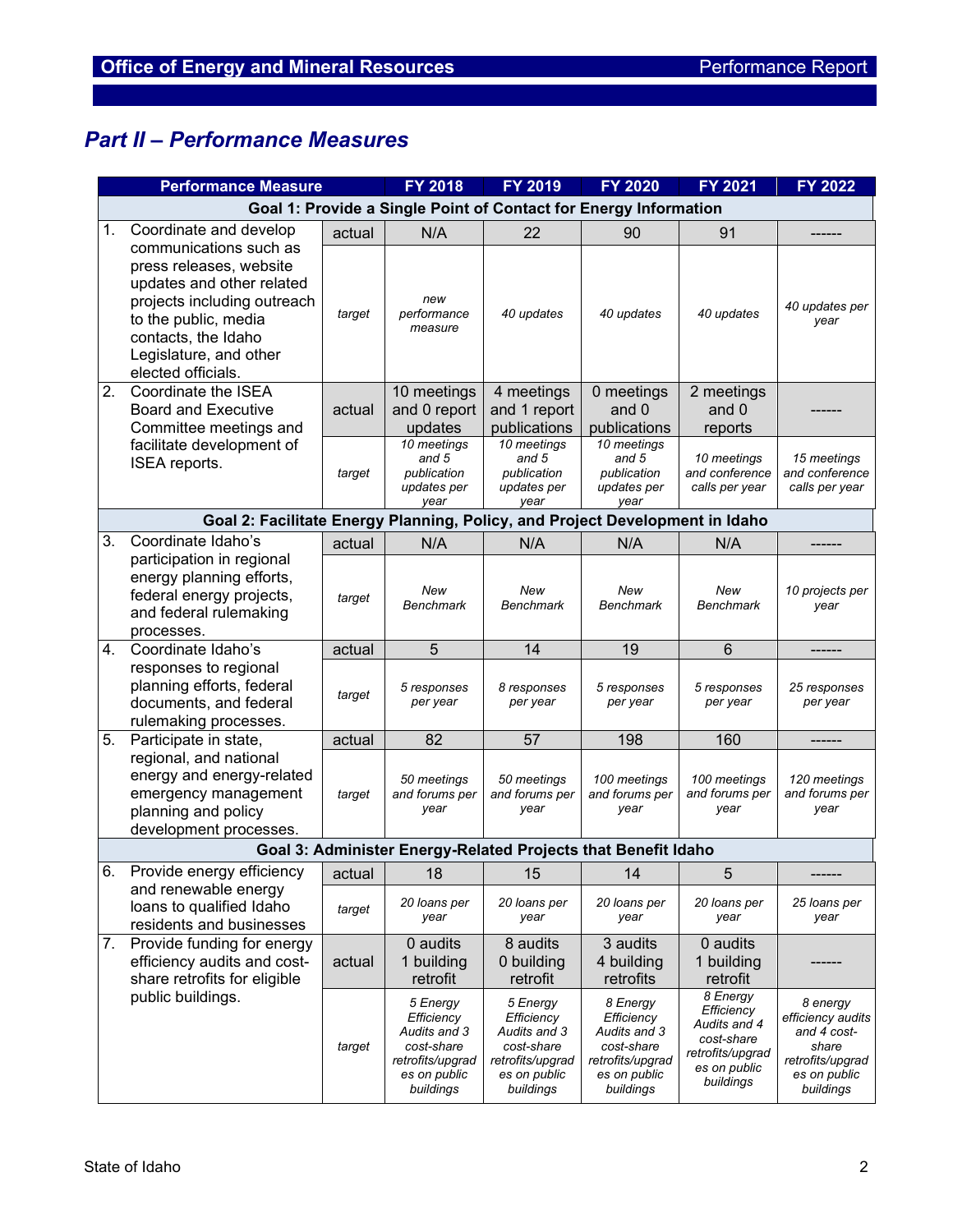## Part II – Performance Measures

| Performance Measure | | FY 2018 | FY 2019 | FY 2020 | FY 2021 | FY 2022 |
|---|---|---|---|---|---|---|
| **Goal 1: Provide a Single Point of Contact for Energy Information** | | | | | | |
| 1. Coordinate and develop communications such as press releases, website updates and other related projects including outreach to the public, media contacts, the Idaho Legislature, and other elected officials. | actual | N/A | 22 | 90 | 91 | ------ |
| | target | *new performance measure* | *40 updates* | *40 updates* | *40 updates* | *40 updates per year* |
| 2. Coordinate the ISEA Board and Executive Committee meetings and facilitate development of ISEA reports. | actual | 10 meetings and 0 report updates | 4 meetings and 1 report publications | 0 meetings and 0 publications | 2 meetings and 0 reports | ------ |
| | target | *10 meetings and 5 publication updates per year* | *10 meetings and 5 publication updates per year* | *10 meetings and 5 publication updates per year* | *10 meetings and conference calls per year* | *15 meetings and conference calls per year* |
| **Goal 2: Facilitate Energy Planning, Policy, and Project Development in Idaho** | | | | | | |
| 3. Coordinate Idaho's participation in regional energy planning efforts, federal energy projects, and federal rulemaking processes. | actual | N/A | N/A | N/A | N/A | ------ |
| | target | *New Benchmark* | *New Benchmark* | *New Benchmark* | *New Benchmark* | *10 projects per year* |
| 4. Coordinate Idaho's responses to regional planning efforts, federal documents, and federal rulemaking processes. | actual | 5 | 14 | 19 | 6 | ------ |
| | target | *5 responses per year* | *8 responses per year* | *5 responses per year* | *5 responses per year* | *25 responses per year* |
| 5. Participate in state, regional, and national energy and energy-related emergency management planning and policy development processes. | actual | 82 | 57 | 198 | 160 | ------ |
| | target | *50 meetings and forums per year* | *50 meetings and forums per year* | *100 meetings and forums per year* | *100 meetings and forums per year* | *120 meetings and forums per year* |
| **Goal 3: Administer Energy-Related Projects that Benefit Idaho** | | | | | | |
| 6. Provide energy efficiency and renewable energy loans to qualified Idaho residents and businesses | actual | 18 | 15 | 14 | 5 | ------ |
| | target | *20 loans per year* | *20 loans per year* | *20 loans per year* | *20 loans per year* | *25 loans per year* |
| 7. Provide funding for energy efficiency audits and cost-share retrofits for eligible public buildings. | actual | 0 audits 1 building retrofit | 8 audits 0 building retrofit | 3 audits 4 building retrofits | 0 audits 1 building retrofit | ------ |
| | target | *5 Energy Efficiency Audits and 3 cost-share retrofits/upgrades on public buildings* | *5 Energy Efficiency Audits and 3 cost-share retrofits/upgrades on public buildings* | *8 Energy Efficiency Audits and 3 cost-share retrofits/upgrades on public buildings* | *8 Energy Efficiency Audits and 4 cost-share retrofits/upgrades on public buildings* | *8 energy efficiency audits and 4 cost-share retrofits/upgrades on public buildings* |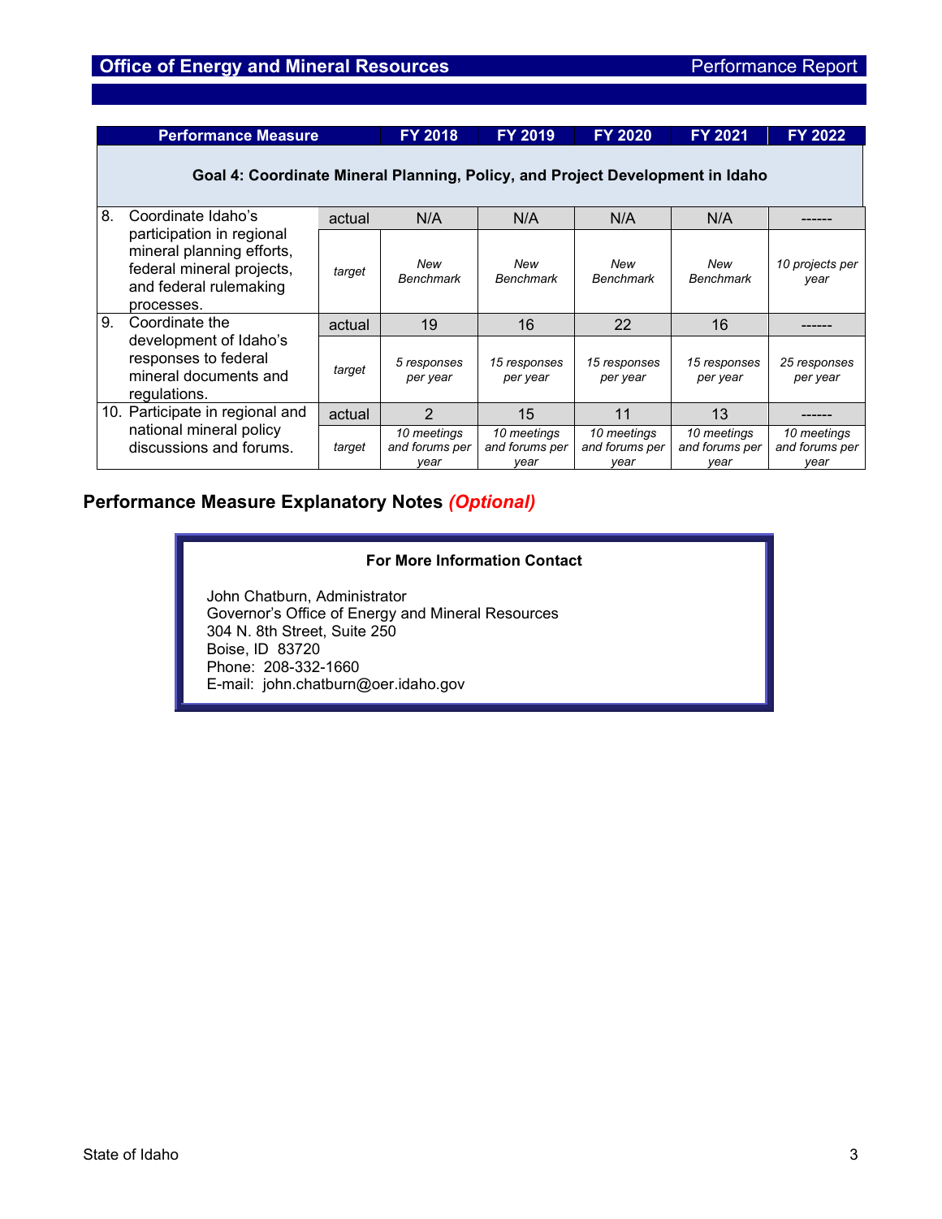| Performance Measure | | FY 2018 | FY 2019 | FY 2020 | FY 2021 | FY 2022 |
|---|---|---|---|---|---|---|
| **Goal 4: Coordinate Mineral Planning, Policy, and Project Development in Idaho** | | | | | | |
| 8. Coordinate Idaho's participation in regional mineral planning efforts, federal mineral projects, and federal rulemaking processes. | actual | N/A | N/A | N/A | N/A | ------ |
| | *target* | *New Benchmark* | *New Benchmark* | *New Benchmark* | *New Benchmark* | *10 projects per year* |
| 9. Coordinate the development of Idaho's responses to federal mineral documents and regulations. | actual | 19 | 16 | 22 | 16 | ------ |
| | *target* | *5 responses per year* | *15 responses per year* | *15 responses per year* | *15 responses per year* | *25 responses per year* |
| 10. Participate in regional and national mineral policy discussions and forums. | actual | 2 | 15 | 11 | 13 | ------ |
| | *target* | *10 meetings and forums per year* | *10 meetings and forums per year* | *10 meetings and forums per year* | *10 meetings and forums per year* | *10 meetings and forums per year* |

## Performance Measure Explanatory Notes *(Optional)*

**For More Information Contact**

John Chatburn, Administrator
Governor's Office of Energy and Mineral Resources
304 N. 8th Street, Suite 250
Boise, ID 83720
Phone: 208-332-1660
E-mail: john.chatburn@oer.idaho.gov